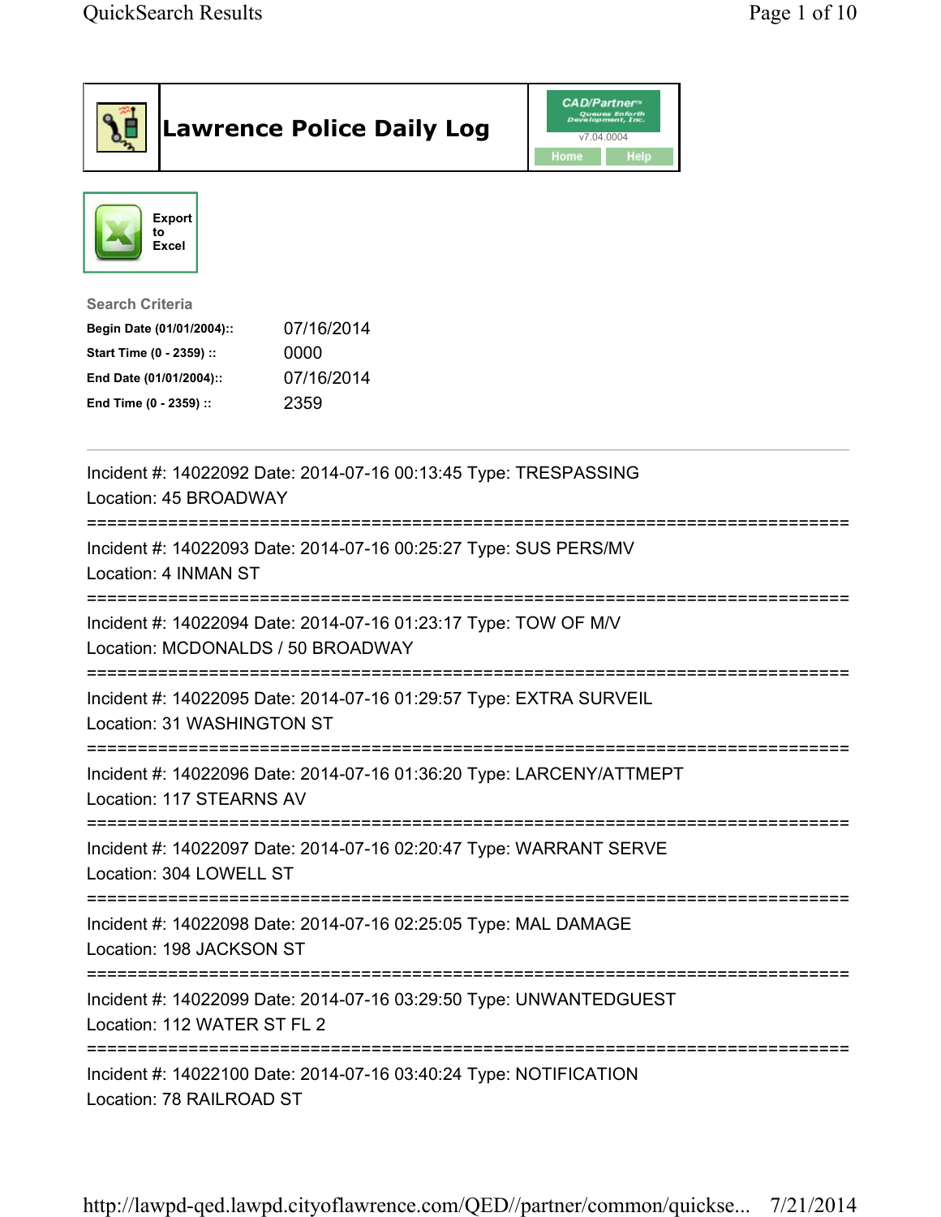# Lawrence Police Daily Log

Export to Excel

**Search Criteria**

| | |
|---|---|
| **Begin Date (01/01/2004)::** | 07/16/2014 |
| **Start Time (0 - 2359) ::** | 0000 |
| **End Date (01/01/2004)::** | 07/16/2014 |
| **End Time (0 - 2359) ::** | 2359 |

---

Incident #: 14022092 Date: 2014-07-16 00:13:45 Type: TRESPASSING
Location: 45 BROADWAY

===========================================================================

Incident #: 14022093 Date: 2014-07-16 00:25:27 Type: SUS PERS/MV
Location: 4 INMAN ST

===========================================================================

Incident #: 14022094 Date: 2014-07-16 01:23:17 Type: TOW OF M/V
Location: MCDONALDS / 50 BROADWAY

===========================================================================

Incident #: 14022095 Date: 2014-07-16 01:29:57 Type: EXTRA SURVEIL
Location: 31 WASHINGTON ST

===========================================================================

Incident #: 14022096 Date: 2014-07-16 01:36:20 Type: LARCENY/ATTMEPT
Location: 117 STEARNS AV

===========================================================================

Incident #: 14022097 Date: 2014-07-16 02:20:47 Type: WARRANT SERVE
Location: 304 LOWELL ST

===========================================================================

Incident #: 14022098 Date: 2014-07-16 02:25:05 Type: MAL DAMAGE
Location: 198 JACKSON ST

===========================================================================

Incident #: 14022099 Date: 2014-07-16 03:29:50 Type: UNWANTEDGUEST
Location: 112 WATER ST FL 2

===========================================================================

Incident #: 14022100 Date: 2014-07-16 03:40:24 Type: NOTIFICATION
Location: 78 RAILROAD ST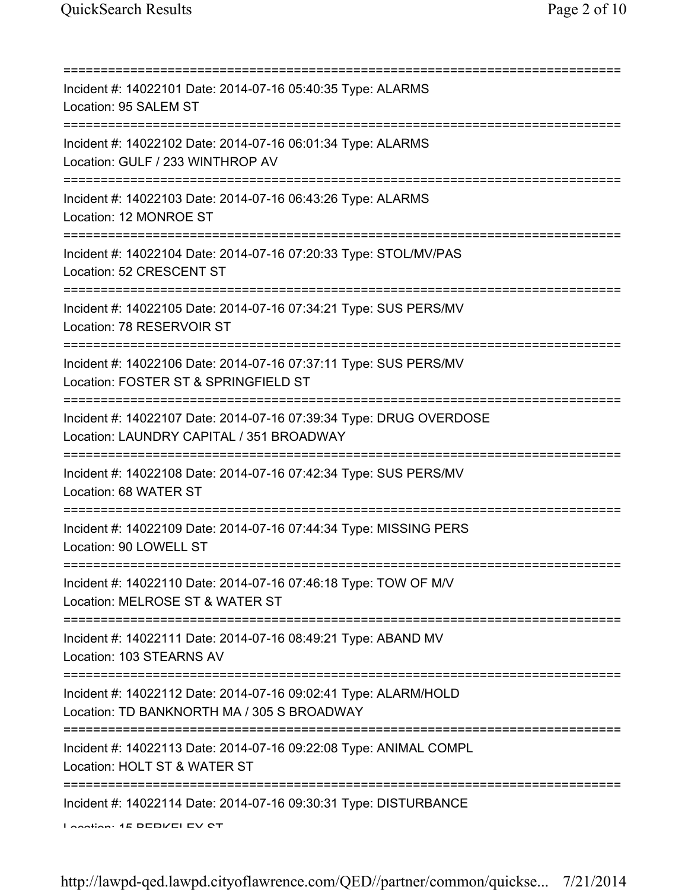===========================================================================

Incident #: 14022101 Date: 2014-07-16 05:40:35 Type: ALARMS
Location: 95 SALEM ST

===========================================================================

Incident #: 14022102 Date: 2014-07-16 06:01:34 Type: ALARMS
Location: GULF / 233 WINTHROP AV

===========================================================================

Incident #: 14022103 Date: 2014-07-16 06:43:26 Type: ALARMS
Location: 12 MONROE ST

===========================================================================

Incident #: 14022104 Date: 2014-07-16 07:20:33 Type: STOL/MV/PAS
Location: 52 CRESCENT ST

===========================================================================

Incident #: 14022105 Date: 2014-07-16 07:34:21 Type: SUS PERS/MV
Location: 78 RESERVOIR ST

===========================================================================

Incident #: 14022106 Date: 2014-07-16 07:37:11 Type: SUS PERS/MV
Location: FOSTER ST & SPRINGFIELD ST

===========================================================================

Incident #: 14022107 Date: 2014-07-16 07:39:34 Type: DRUG OVERDOSE
Location: LAUNDRY CAPITAL / 351 BROADWAY

===========================================================================

Incident #: 14022108 Date: 2014-07-16 07:42:34 Type: SUS PERS/MV
Location: 68 WATER ST

===========================================================================

Incident #: 14022109 Date: 2014-07-16 07:44:34 Type: MISSING PERS
Location: 90 LOWELL ST

===========================================================================

Incident #: 14022110 Date: 2014-07-16 07:46:18 Type: TOW OF M/V
Location: MELROSE ST & WATER ST

===========================================================================

Incident #: 14022111 Date: 2014-07-16 08:49:21 Type: ABAND MV
Location: 103 STEARNS AV

===========================================================================

Incident #: 14022112 Date: 2014-07-16 09:02:41 Type: ALARM/HOLD
Location: TD BANKNORTH MA / 305 S BROADWAY

===========================================================================

Incident #: 14022113 Date: 2014-07-16 09:22:08 Type: ANIMAL COMPL
Location: HOLT ST & WATER ST

===========================================================================

Incident #: 14022114 Date: 2014-07-16 09:30:31 Type: DISTURBANCE
Location: 15 BERKELEY ST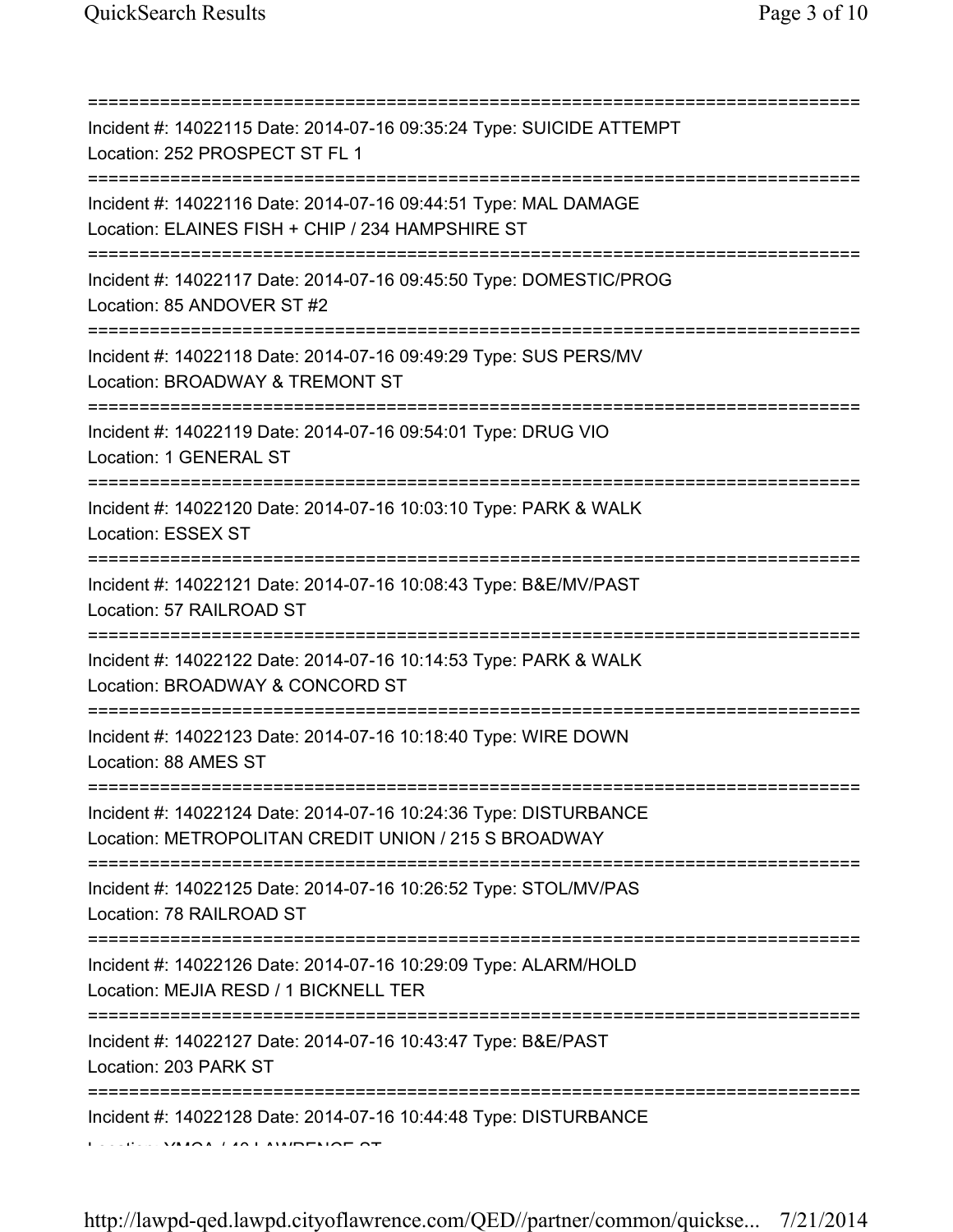===========================================================================

Incident #: 14022115 Date: 2014-07-16 09:35:24 Type: SUICIDE ATTEMPT
Location: 252 PROSPECT ST FL 1

===========================================================================

Incident #: 14022116 Date: 2014-07-16 09:44:51 Type: MAL DAMAGE
Location: ELAINES FISH + CHIP / 234 HAMPSHIRE ST

===========================================================================

Incident #: 14022117 Date: 2014-07-16 09:45:50 Type: DOMESTIC/PROG
Location: 85 ANDOVER ST #2

===========================================================================

Incident #: 14022118 Date: 2014-07-16 09:49:29 Type: SUS PERS/MV
Location: BROADWAY & TREMONT ST

===========================================================================

Incident #: 14022119 Date: 2014-07-16 09:54:01 Type: DRUG VIO
Location: 1 GENERAL ST

===========================================================================

Incident #: 14022120 Date: 2014-07-16 10:03:10 Type: PARK & WALK
Location: ESSEX ST

===========================================================================

Incident #: 14022121 Date: 2014-07-16 10:08:43 Type: B&E/MV/PAST
Location: 57 RAILROAD ST

===========================================================================

Incident #: 14022122 Date: 2014-07-16 10:14:53 Type: PARK & WALK
Location: BROADWAY & CONCORD ST

===========================================================================

Incident #: 14022123 Date: 2014-07-16 10:18:40 Type: WIRE DOWN
Location: 88 AMES ST

===========================================================================

Incident #: 14022124 Date: 2014-07-16 10:24:36 Type: DISTURBANCE
Location: METROPOLITAN CREDIT UNION / 215 S BROADWAY

===========================================================================

Incident #: 14022125 Date: 2014-07-16 10:26:52 Type: STOL/MV/PAS
Location: 78 RAILROAD ST

===========================================================================

Incident #: 14022126 Date: 2014-07-16 10:29:09 Type: ALARM/HOLD
Location: MEJIA RESD / 1 BICKNELL TER

===========================================================================

Incident #: 14022127 Date: 2014-07-16 10:43:47 Type: B&E/PAST
Location: 203 PARK ST

===========================================================================

Incident #: 14022128 Date: 2014-07-16 10:44:48 Type: DISTURBANCE
Location: YMCA / 40 LAWRENCE ST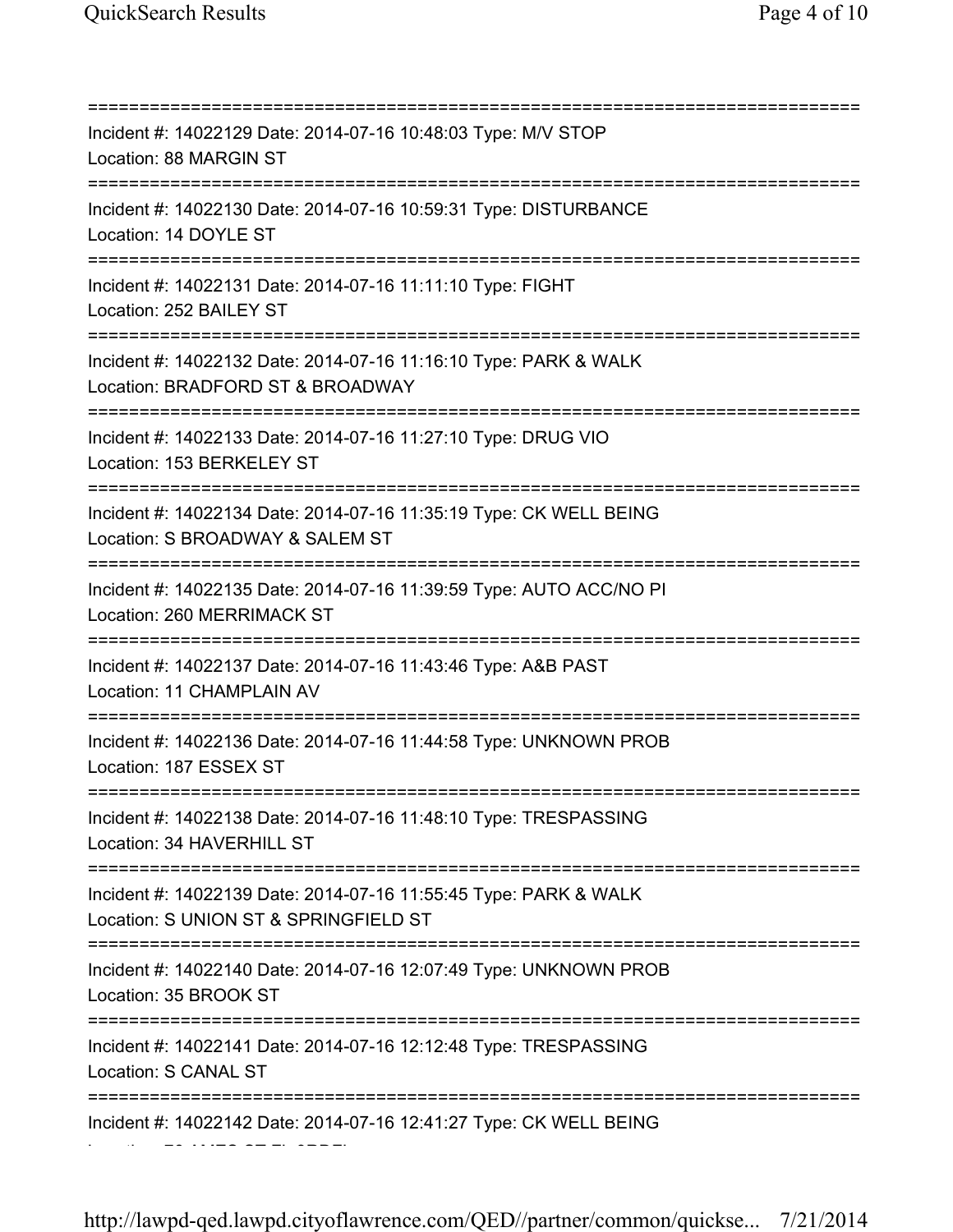===========================================================================

Incident #: 14022129 Date: 2014-07-16 10:48:03 Type: M/V STOP
Location: 88 MARGIN ST

===========================================================================

Incident #: 14022130 Date: 2014-07-16 10:59:31 Type: DISTURBANCE
Location: 14 DOYLE ST

===========================================================================

Incident #: 14022131 Date: 2014-07-16 11:11:10 Type: FIGHT
Location: 252 BAILEY ST

===========================================================================

Incident #: 14022132 Date: 2014-07-16 11:16:10 Type: PARK & WALK
Location: BRADFORD ST & BROADWAY

===========================================================================

Incident #: 14022133 Date: 2014-07-16 11:27:10 Type: DRUG VIO
Location: 153 BERKELEY ST

===========================================================================

Incident #: 14022134 Date: 2014-07-16 11:35:19 Type: CK WELL BEING
Location: S BROADWAY & SALEM ST

===========================================================================

Incident #: 14022135 Date: 2014-07-16 11:39:59 Type: AUTO ACC/NO PI
Location: 260 MERRIMACK ST

===========================================================================

Incident #: 14022137 Date: 2014-07-16 11:43:46 Type: A&B PAST
Location: 11 CHAMPLAIN AV

===========================================================================

Incident #: 14022136 Date: 2014-07-16 11:44:58 Type: UNKNOWN PROB
Location: 187 ESSEX ST

===========================================================================

Incident #: 14022138 Date: 2014-07-16 11:48:10 Type: TRESPASSING
Location: 34 HAVERHILL ST

===========================================================================

Incident #: 14022139 Date: 2014-07-16 11:55:45 Type: PARK & WALK
Location: S UNION ST & SPRINGFIELD ST

===========================================================================

Incident #: 14022140 Date: 2014-07-16 12:07:49 Type: UNKNOWN PROB
Location: 35 BROOK ST

===========================================================================

Incident #: 14022141 Date: 2014-07-16 12:12:48 Type: TRESPASSING
Location: S CANAL ST

===========================================================================

Incident #: 14022142 Date: 2014-07-16 12:41:27 Type: CK WELL BEING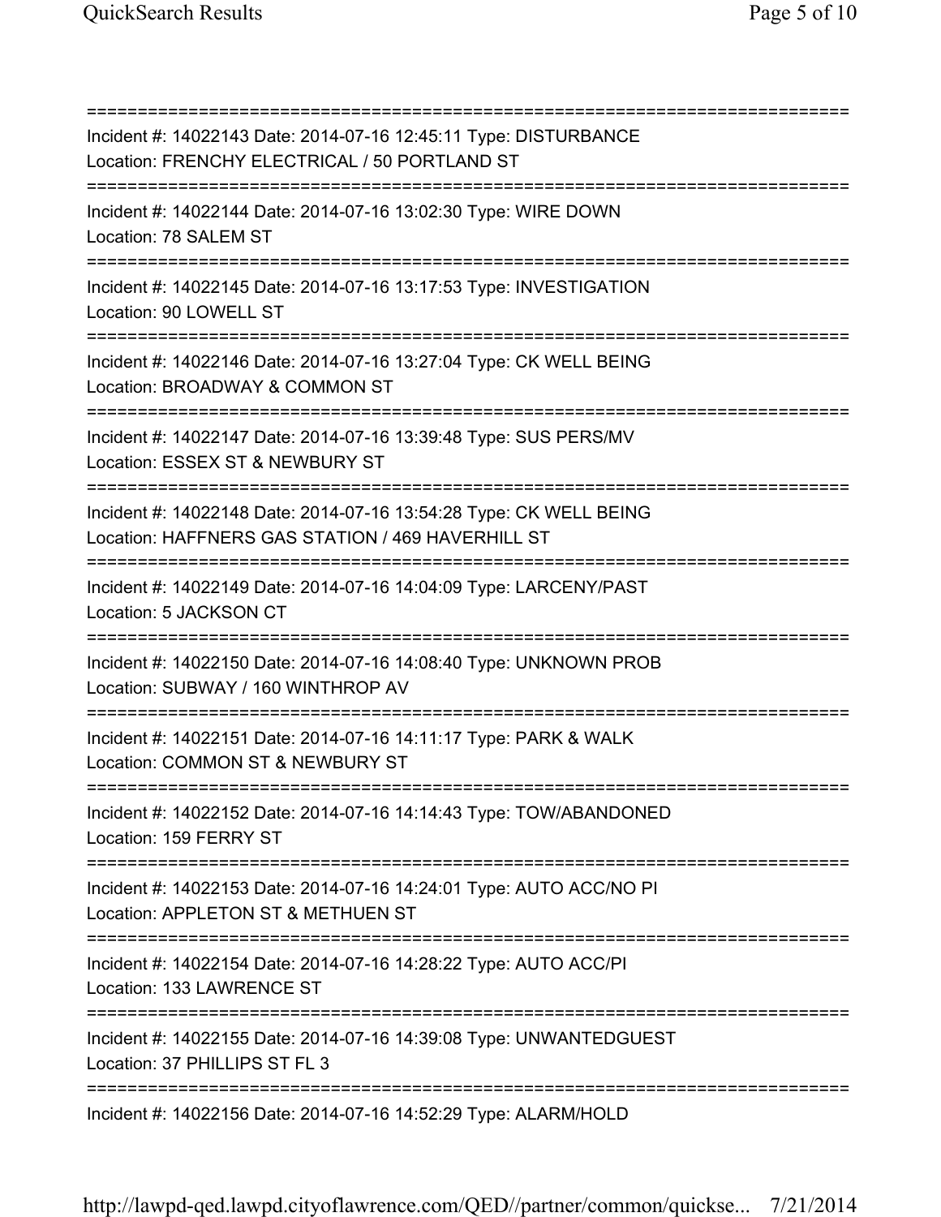===========================================================================
Incident #: 14022143 Date: 2014-07-16 12:45:11 Type: DISTURBANCE
Location: FRENCHY ELECTRICAL / 50 PORTLAND ST
===========================================================================
Incident #: 14022144 Date: 2014-07-16 13:02:30 Type: WIRE DOWN
Location: 78 SALEM ST
===========================================================================
Incident #: 14022145 Date: 2014-07-16 13:17:53 Type: INVESTIGATION
Location: 90 LOWELL ST
===========================================================================
Incident #: 14022146 Date: 2014-07-16 13:27:04 Type: CK WELL BEING
Location: BROADWAY & COMMON ST
===========================================================================
Incident #: 14022147 Date: 2014-07-16 13:39:48 Type: SUS PERS/MV
Location: ESSEX ST & NEWBURY ST
===========================================================================
Incident #: 14022148 Date: 2014-07-16 13:54:28 Type: CK WELL BEING
Location: HAFFNERS GAS STATION / 469 HAVERHILL ST
===========================================================================
Incident #: 14022149 Date: 2014-07-16 14:04:09 Type: LARCENY/PAST
Location: 5 JACKSON CT
===========================================================================
Incident #: 14022150 Date: 2014-07-16 14:08:40 Type: UNKNOWN PROB
Location: SUBWAY / 160 WINTHROP AV
===========================================================================
Incident #: 14022151 Date: 2014-07-16 14:11:17 Type: PARK & WALK
Location: COMMON ST & NEWBURY ST
===========================================================================
Incident #: 14022152 Date: 2014-07-16 14:14:43 Type: TOW/ABANDONED
Location: 159 FERRY ST
===========================================================================
Incident #: 14022153 Date: 2014-07-16 14:24:01 Type: AUTO ACC/NO PI
Location: APPLETON ST & METHUEN ST
===========================================================================
Incident #: 14022154 Date: 2014-07-16 14:28:22 Type: AUTO ACC/PI
Location: 133 LAWRENCE ST
===========================================================================
Incident #: 14022155 Date: 2014-07-16 14:39:08 Type: UNWANTEDGUEST
Location: 37 PHILLIPS ST FL 3
===========================================================================
Incident #: 14022156 Date: 2014-07-16 14:52:29 Type: ALARM/HOLD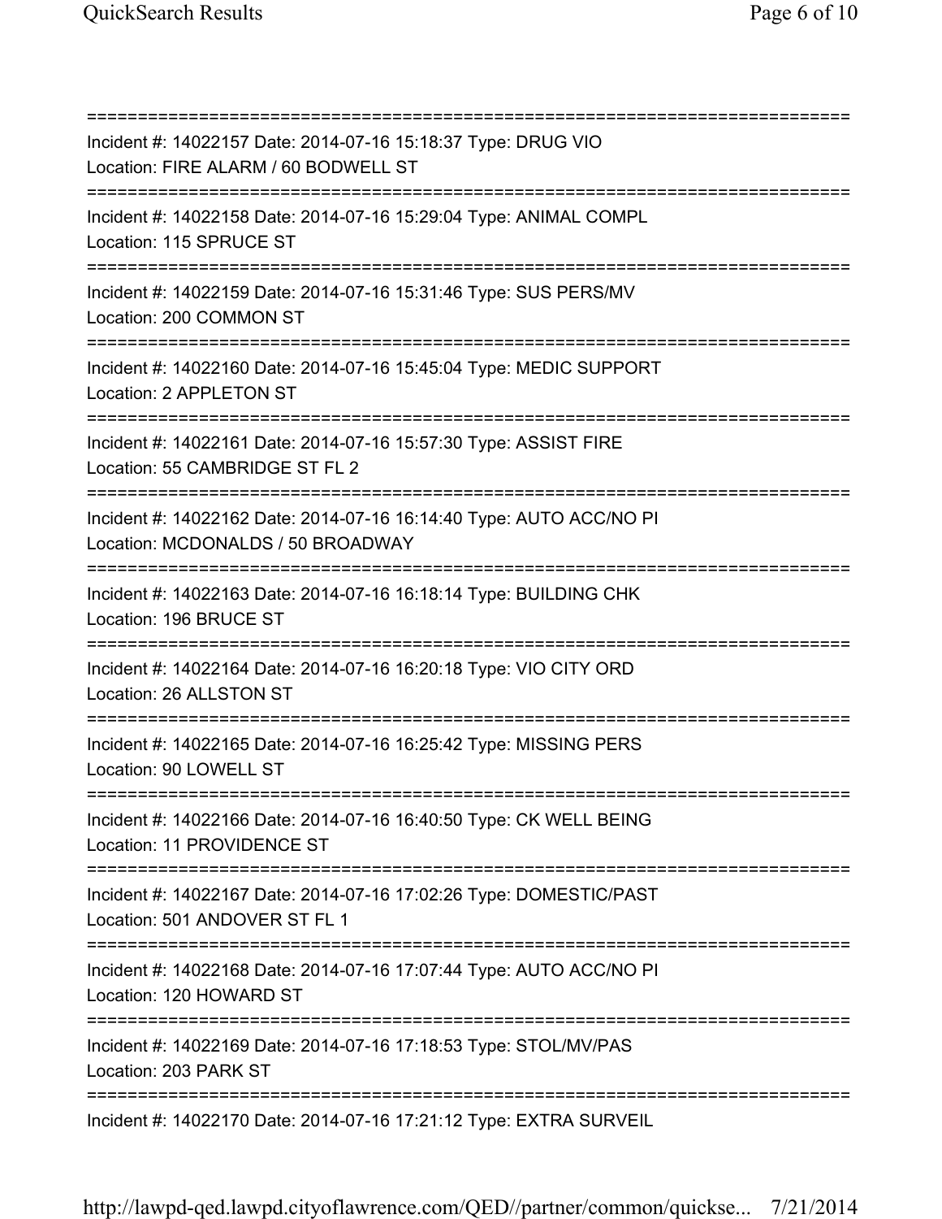===========================================================================
Incident #: 14022157 Date: 2014-07-16 15:18:37 Type: DRUG VIO
Location: FIRE ALARM / 60 BODWELL ST
===========================================================================
Incident #: 14022158 Date: 2014-07-16 15:29:04 Type: ANIMAL COMPL
Location: 115 SPRUCE ST
===========================================================================
Incident #: 14022159 Date: 2014-07-16 15:31:46 Type: SUS PERS/MV
Location: 200 COMMON ST
===========================================================================
Incident #: 14022160 Date: 2014-07-16 15:45:04 Type: MEDIC SUPPORT
Location: 2 APPLETON ST
===========================================================================
Incident #: 14022161 Date: 2014-07-16 15:57:30 Type: ASSIST FIRE
Location: 55 CAMBRIDGE ST FL 2
===========================================================================
Incident #: 14022162 Date: 2014-07-16 16:14:40 Type: AUTO ACC/NO PI
Location: MCDONALDS / 50 BROADWAY
===========================================================================
Incident #: 14022163 Date: 2014-07-16 16:18:14 Type: BUILDING CHK
Location: 196 BRUCE ST
===========================================================================
Incident #: 14022164 Date: 2014-07-16 16:20:18 Type: VIO CITY ORD
Location: 26 ALLSTON ST
===========================================================================
Incident #: 14022165 Date: 2014-07-16 16:25:42 Type: MISSING PERS
Location: 90 LOWELL ST
===========================================================================
Incident #: 14022166 Date: 2014-07-16 16:40:50 Type: CK WELL BEING
Location: 11 PROVIDENCE ST
===========================================================================
Incident #: 14022167 Date: 2014-07-16 17:02:26 Type: DOMESTIC/PAST
Location: 501 ANDOVER ST FL 1
===========================================================================
Incident #: 14022168 Date: 2014-07-16 17:07:44 Type: AUTO ACC/NO PI
Location: 120 HOWARD ST
===========================================================================
Incident #: 14022169 Date: 2014-07-16 17:18:53 Type: STOL/MV/PAS
Location: 203 PARK ST
===========================================================================
Incident #: 14022170 Date: 2014-07-16 17:21:12 Type: EXTRA SURVEIL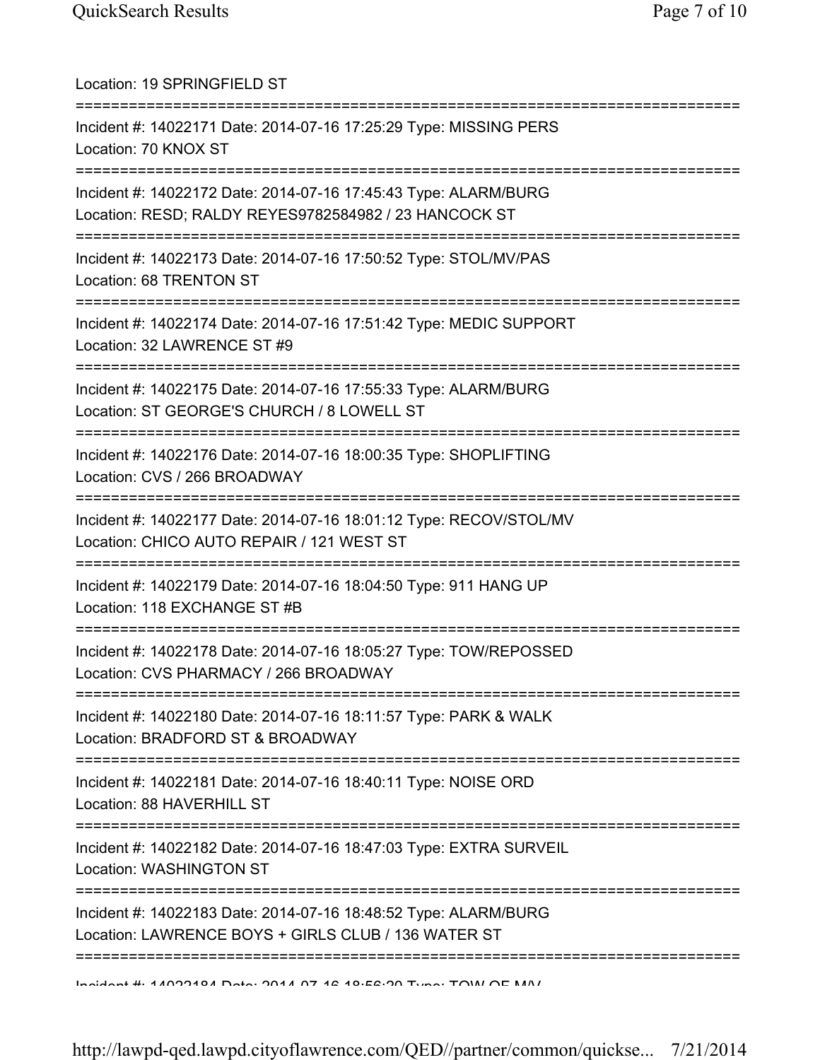Location: 19 SPRINGFIELD ST

===========================================================================

Incident #: 14022171 Date: 2014-07-16 17:25:29 Type: MISSING PERS
Location: 70 KNOX ST

===========================================================================

Incident #: 14022172 Date: 2014-07-16 17:45:43 Type: ALARM/BURG
Location: RESD; RALDY REYES9782584982 / 23 HANCOCK ST

===========================================================================

Incident #: 14022173 Date: 2014-07-16 17:50:52 Type: STOL/MV/PAS
Location: 68 TRENTON ST

===========================================================================

Incident #: 14022174 Date: 2014-07-16 17:51:42 Type: MEDIC SUPPORT
Location: 32 LAWRENCE ST #9

===========================================================================

Incident #: 14022175 Date: 2014-07-16 17:55:33 Type: ALARM/BURG
Location: ST GEORGE'S CHURCH / 8 LOWELL ST

===========================================================================

Incident #: 14022176 Date: 2014-07-16 18:00:35 Type: SHOPLIFTING
Location: CVS / 266 BROADWAY

===========================================================================

Incident #: 14022177 Date: 2014-07-16 18:01:12 Type: RECOV/STOL/MV
Location: CHICO AUTO REPAIR / 121 WEST ST

===========================================================================

Incident #: 14022179 Date: 2014-07-16 18:04:50 Type: 911 HANG UP
Location: 118 EXCHANGE ST #B

===========================================================================

Incident #: 14022178 Date: 2014-07-16 18:05:27 Type: TOW/REPOSSED
Location: CVS PHARMACY / 266 BROADWAY

===========================================================================

Incident #: 14022180 Date: 2014-07-16 18:11:57 Type: PARK & WALK
Location: BRADFORD ST & BROADWAY

===========================================================================

Incident #: 14022181 Date: 2014-07-16 18:40:11 Type: NOISE ORD
Location: 88 HAVERHILL ST

===========================================================================

Incident #: 14022182 Date: 2014-07-16 18:47:03 Type: EXTRA SURVEIL
Location: WASHINGTON ST

===========================================================================

Incident #: 14022183 Date: 2014-07-16 18:48:52 Type: ALARM/BURG
Location: LAWRENCE BOYS + GIRLS CLUB / 136 WATER ST

===========================================================================

Incident #: 14022184 Date: 2014-07-16 18:56:20 Type: TOW OF M/V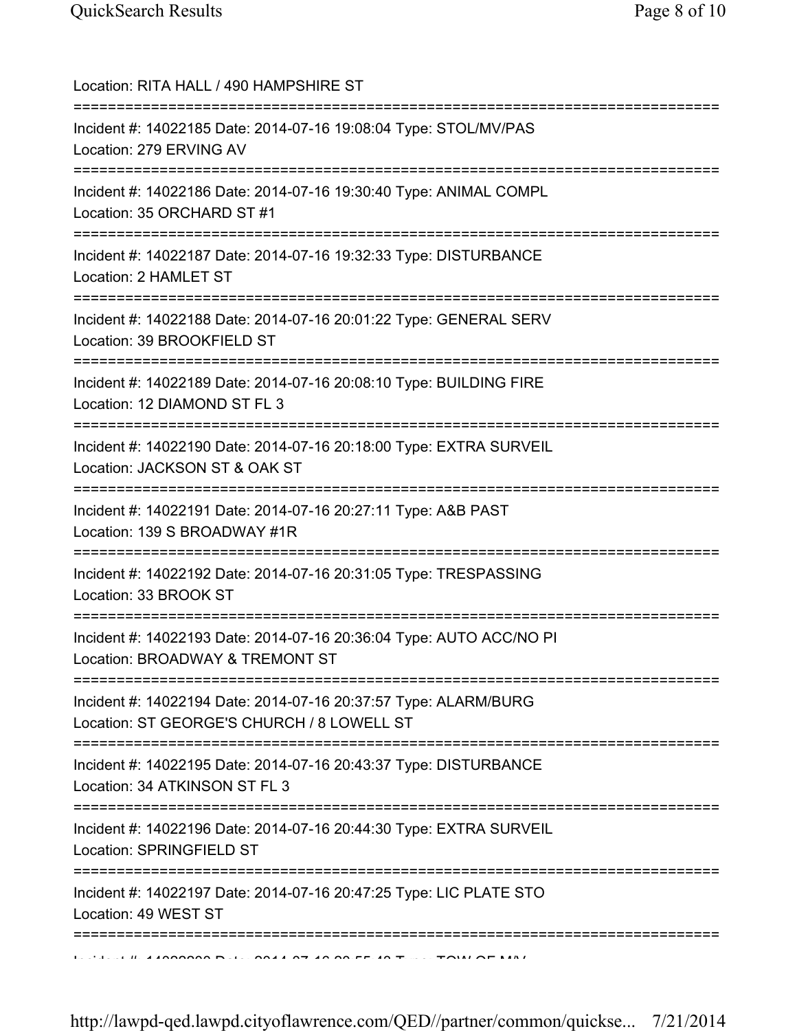Location: RITA HALL / 490 HAMPSHIRE ST

===========================================================================

Incident #: 14022185 Date: 2014-07-16 19:08:04 Type: STOL/MV/PAS

Location: 279 ERVING AV

===========================================================================

Incident #: 14022186 Date: 2014-07-16 19:30:40 Type: ANIMAL COMPL

Location: 35 ORCHARD ST #1

===========================================================================

Incident #: 14022187 Date: 2014-07-16 19:32:33 Type: DISTURBANCE

Location: 2 HAMLET ST

===========================================================================

Incident #: 14022188 Date: 2014-07-16 20:01:22 Type: GENERAL SERV

Location: 39 BROOKFIELD ST

===========================================================================

Incident #: 14022189 Date: 2014-07-16 20:08:10 Type: BUILDING FIRE

Location: 12 DIAMOND ST FL 3

===========================================================================

Incident #: 14022190 Date: 2014-07-16 20:18:00 Type: EXTRA SURVEIL

Location: JACKSON ST & OAK ST

===========================================================================

Incident #: 14022191 Date: 2014-07-16 20:27:11 Type: A&B PAST

Location: 139 S BROADWAY #1R

===========================================================================

Incident #: 14022192 Date: 2014-07-16 20:31:05 Type: TRESPASSING

Location: 33 BROOK ST

===========================================================================

Incident #: 14022193 Date: 2014-07-16 20:36:04 Type: AUTO ACC/NO PI

Location: BROADWAY & TREMONT ST

===========================================================================

Incident #: 14022194 Date: 2014-07-16 20:37:57 Type: ALARM/BURG

Location: ST GEORGE'S CHURCH / 8 LOWELL ST

===========================================================================

Incident #: 14022195 Date: 2014-07-16 20:43:37 Type: DISTURBANCE

Location: 34 ATKINSON ST FL 3

===========================================================================

Incident #: 14022196 Date: 2014-07-16 20:44:30 Type: EXTRA SURVEIL

Location: SPRINGFIELD ST

===========================================================================

Incident #: 14022197 Date: 2014-07-16 20:47:25 Type: LIC PLATE STO

Location: 49 WEST ST

===========================================================================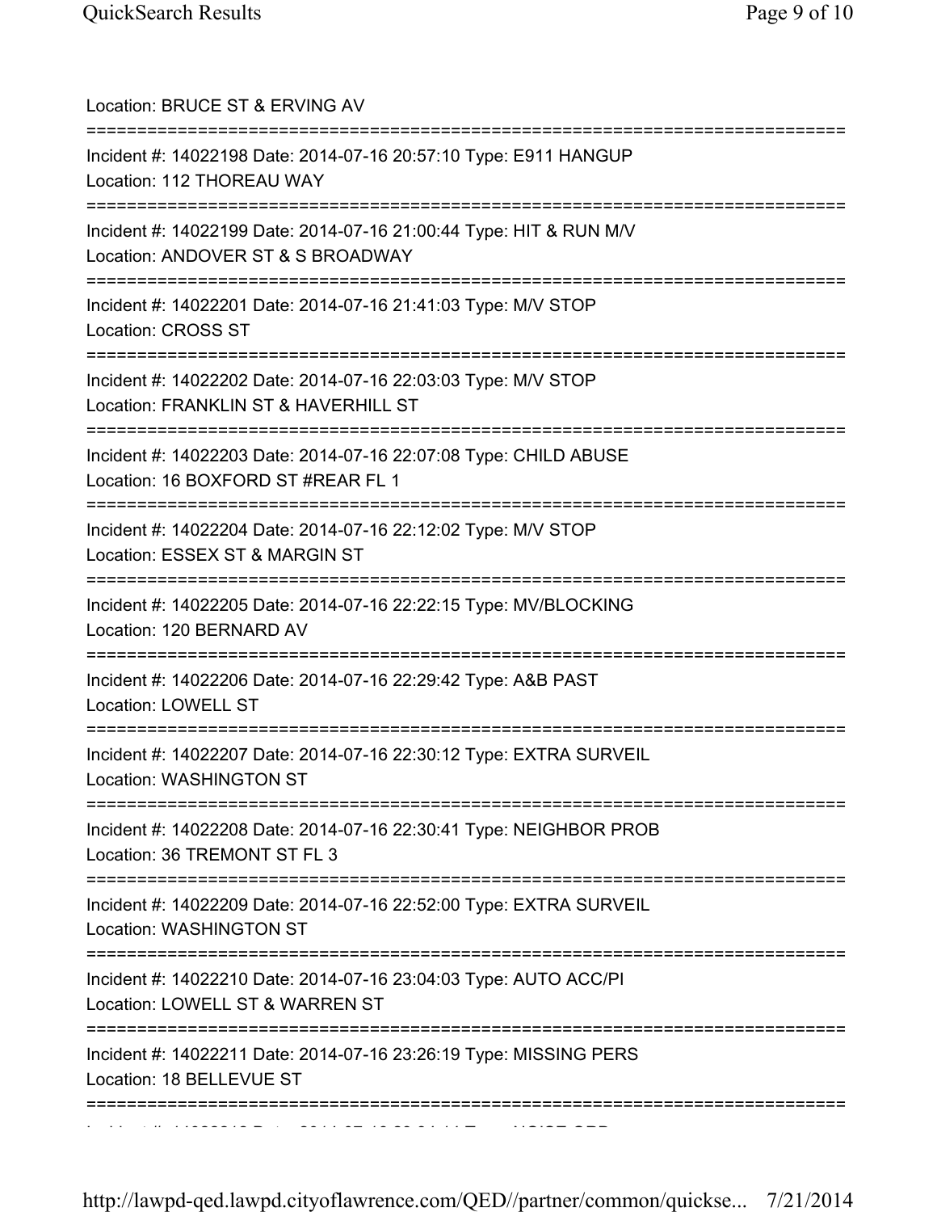Location: BRUCE ST & ERVING AV

===========================================================================

Incident #: 14022198 Date: 2014-07-16 20:57:10 Type: E911 HANGUP
Location: 112 THOREAU WAY

===========================================================================

Incident #: 14022199 Date: 2014-07-16 21:00:44 Type: HIT & RUN M/V
Location: ANDOVER ST & S BROADWAY

===========================================================================

Incident #: 14022201 Date: 2014-07-16 21:41:03 Type: M/V STOP
Location: CROSS ST

===========================================================================

Incident #: 14022202 Date: 2014-07-16 22:03:03 Type: M/V STOP
Location: FRANKLIN ST & HAVERHILL ST

===========================================================================

Incident #: 14022203 Date: 2014-07-16 22:07:08 Type: CHILD ABUSE
Location: 16 BOXFORD ST #REAR FL 1

===========================================================================

Incident #: 14022204 Date: 2014-07-16 22:12:02 Type: M/V STOP
Location: ESSEX ST & MARGIN ST

===========================================================================

Incident #: 14022205 Date: 2014-07-16 22:22:15 Type: MV/BLOCKING
Location: 120 BERNARD AV

===========================================================================

Incident #: 14022206 Date: 2014-07-16 22:29:42 Type: A&B PAST
Location: LOWELL ST

===========================================================================

Incident #: 14022207 Date: 2014-07-16 22:30:12 Type: EXTRA SURVEIL
Location: WASHINGTON ST

===========================================================================

Incident #: 14022208 Date: 2014-07-16 22:30:41 Type: NEIGHBOR PROB
Location: 36 TREMONT ST FL 3

===========================================================================

Incident #: 14022209 Date: 2014-07-16 22:52:00 Type: EXTRA SURVEIL
Location: WASHINGTON ST

===========================================================================

Incident #: 14022210 Date: 2014-07-16 23:04:03 Type: AUTO ACC/PI
Location: LOWELL ST & WARREN ST

===========================================================================

Incident #: 14022211 Date: 2014-07-16 23:26:19 Type: MISSING PERS
Location: 18 BELLEVUE ST

===========================================================================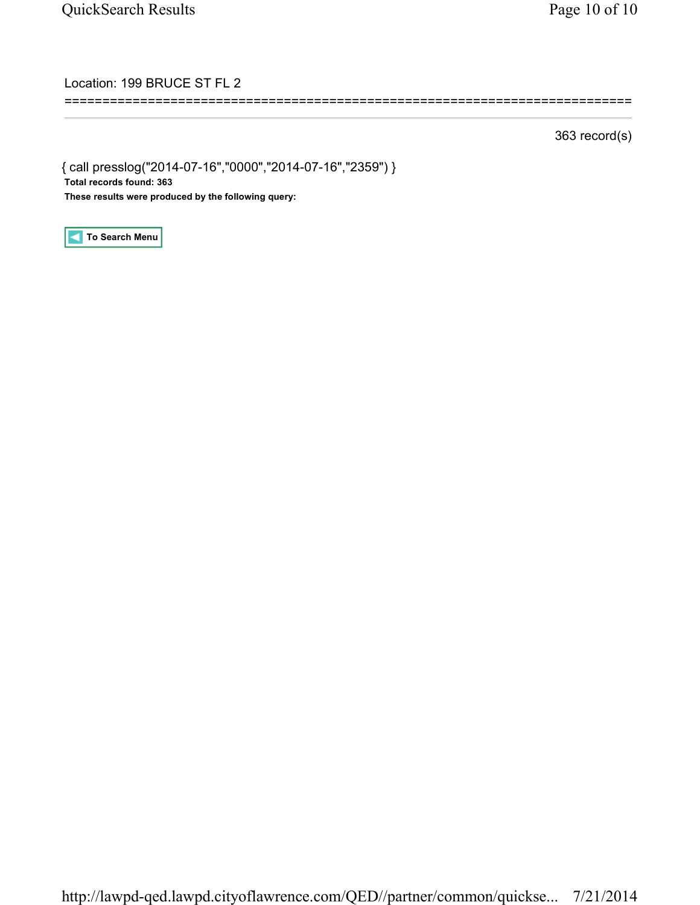Location: 199 BRUCE ST FL 2

==========================================================================

363 record(s)

{ call presslog("2014-07-16","0000","2014-07-16","2359") }

**Total records found: 363**

**These results were produced by the following query:**

**To Search Menu**